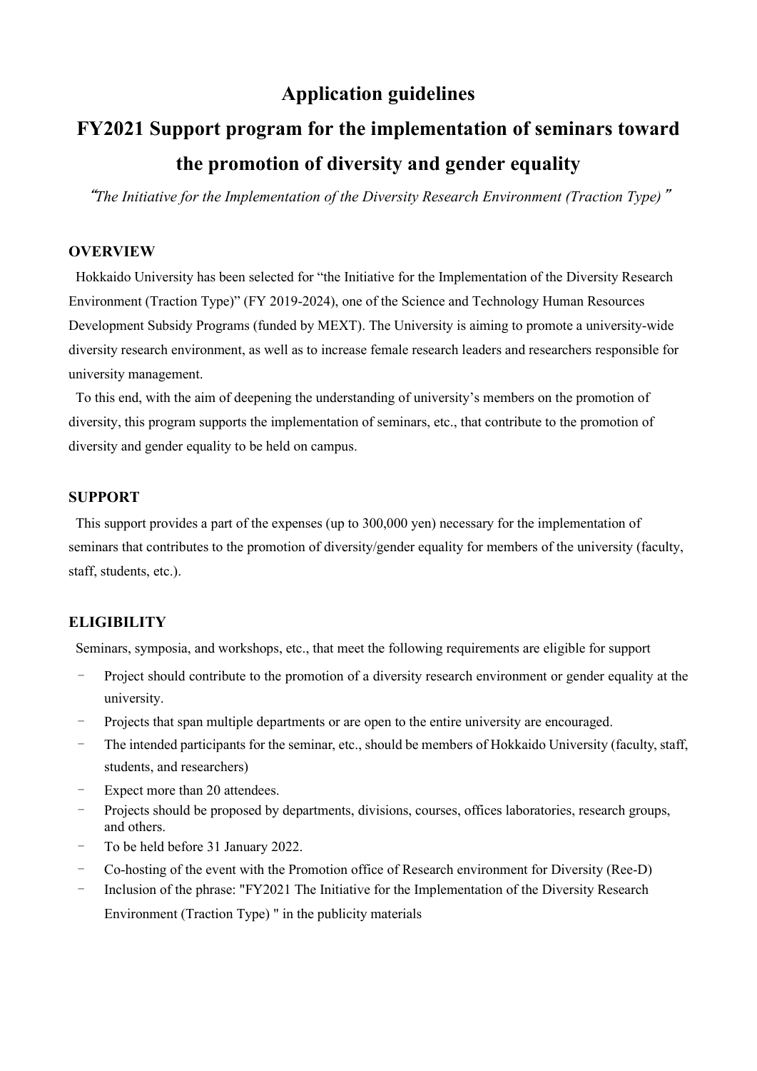# Application guidelines

# FY2021 Support program for the implementation of seminars toward the promotion of diversity and gender equality

*"The Initiative for the Implementation of the Diversity Research Environment (Traction Type)"*

## OVERVIEW

Hokkaido University has been selected for "the Initiative for the Implementation of the Diversity Research Environment (Traction Type)" (FY 2019-2024), one of the Science and Technology Human Resources Development Subsidy Programs (funded by MEXT). The University is aiming to promote a university-wide diversity research environment, as well as to increase female research leaders and researchers responsible for university management.

To this end, with the aim of deepening the understanding of university's members on the promotion of diversity, this program supports the implementation of seminars, etc., that contribute to the promotion of diversity and gender equality to be held on campus.

## SUPPORT

This support provides a part of the expenses (up to 300,000 yen) necessary for the implementation of seminars that contributes to the promotion of diversity/gender equality for members of the university (faculty, staff, students, etc.).

## ELIGIBILITY

Seminars, symposia, and workshops, etc., that meet the following requirements are eligible for support

- Project should contribute to the promotion of a diversity research environment or gender equality at the university.
- Projects that span multiple departments or are open to the entire university are encouraged.
- The intended participants for the seminar, etc., should be members of Hokkaido University (faculty, staff, students, and researchers)
- Expect more than 20 attendees.
- Projects should be proposed by departments, divisions, courses, offices laboratories, research groups, and others.
- To be held before 31 January 2022.
- Co-hosting of the event with the Promotion office of Research environment for Diversity (Ree-D)
- Inclusion of the phrase: "FY2021 The Initiative for the Implementation of the Diversity Research Environment (Traction Type) " in the publicity materials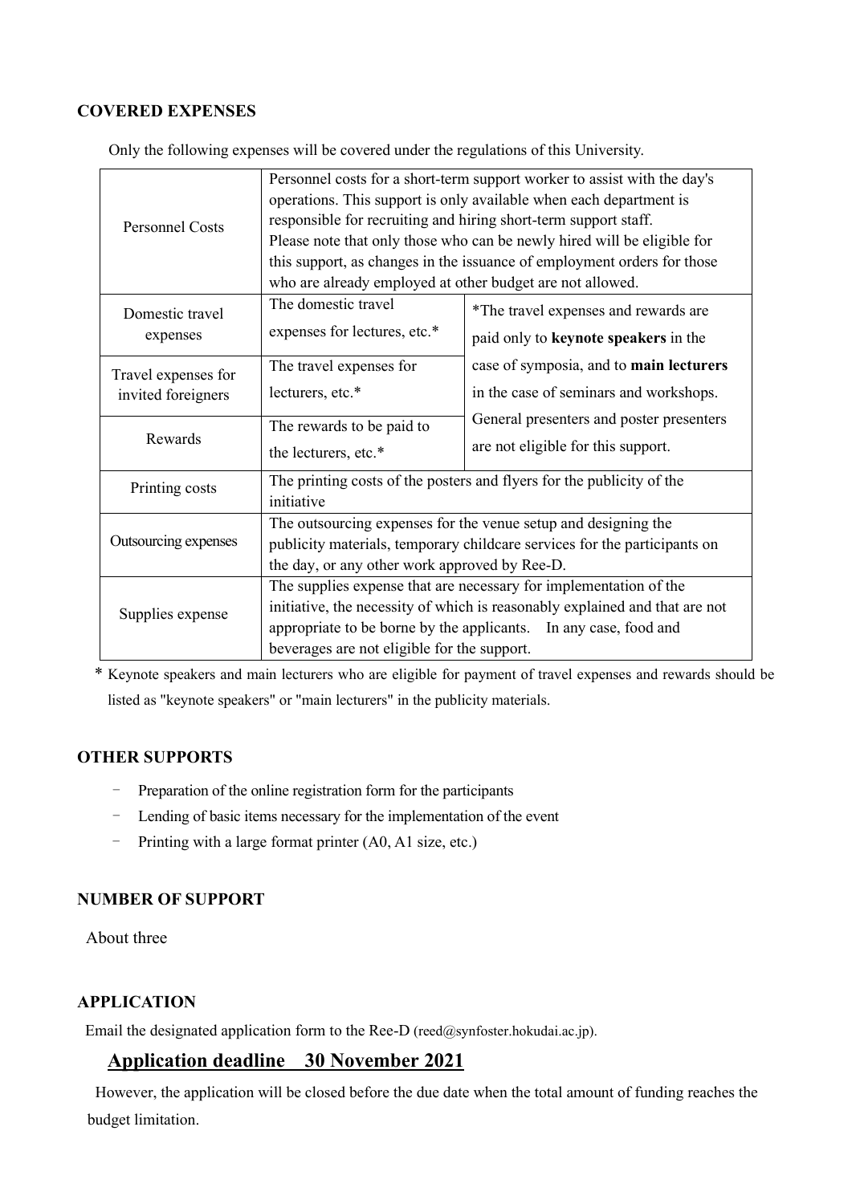## COVERED EXPENSES

Only the following expenses will be covered under the regulations of this University.

| | | |
|---|---|---|
| Personnel Costs | Personnel costs for a short-term support worker to assist with the day's operations. This support is only available when each department is responsible for recruiting and hiring short-term support staff. Please note that only those who can be newly hired will be eligible for this support, as changes in the issuance of employment orders for those who are already employed at other budget are not allowed. | |
| Domestic travel expenses | The domestic travel expenses for lectures, etc.* | *The travel expenses and rewards are paid only to **keynote speakers** in the case of symposia, and to **main lecturers** in the case of seminars and workshops. General presenters and poster presenters are not eligible for this support. |
| Travel expenses for invited foreigners | The travel expenses for lecturers, etc.* | |
| Rewards | The rewards to be paid to the lecturers, etc.* | |
| Printing costs | The printing costs of the posters and flyers for the publicity of the initiative | |
| Outsourcing expenses | The outsourcing expenses for the venue setup and designing the publicity materials, temporary childcare services for the participants on the day, or any other work approved by Ree-D. | |
| Supplies expense | The supplies expense that are necessary for implementation of the initiative, the necessity of which is reasonably explained and that are not appropriate to be borne by the applicants. In any case, food and beverages are not eligible for the support. | |

\* Keynote speakers and main lecturers who are eligible for payment of travel expenses and rewards should be listed as "keynote speakers" or "main lecturers" in the publicity materials.

## OTHER SUPPORTS

- Preparation of the online registration form for the participants
- Lending of basic items necessary for the implementation of the event
- Printing with a large format printer (A0, A1 size, etc.)

## NUMBER OF SUPPORT

About three

## APPLICATION

Email the designated application form to the Ree-D (reed@synfoster.hokudai.ac.jp).

**Application deadline 30 November 2021**

However, the application will be closed before the due date when the total amount of funding reaches the budget limitation.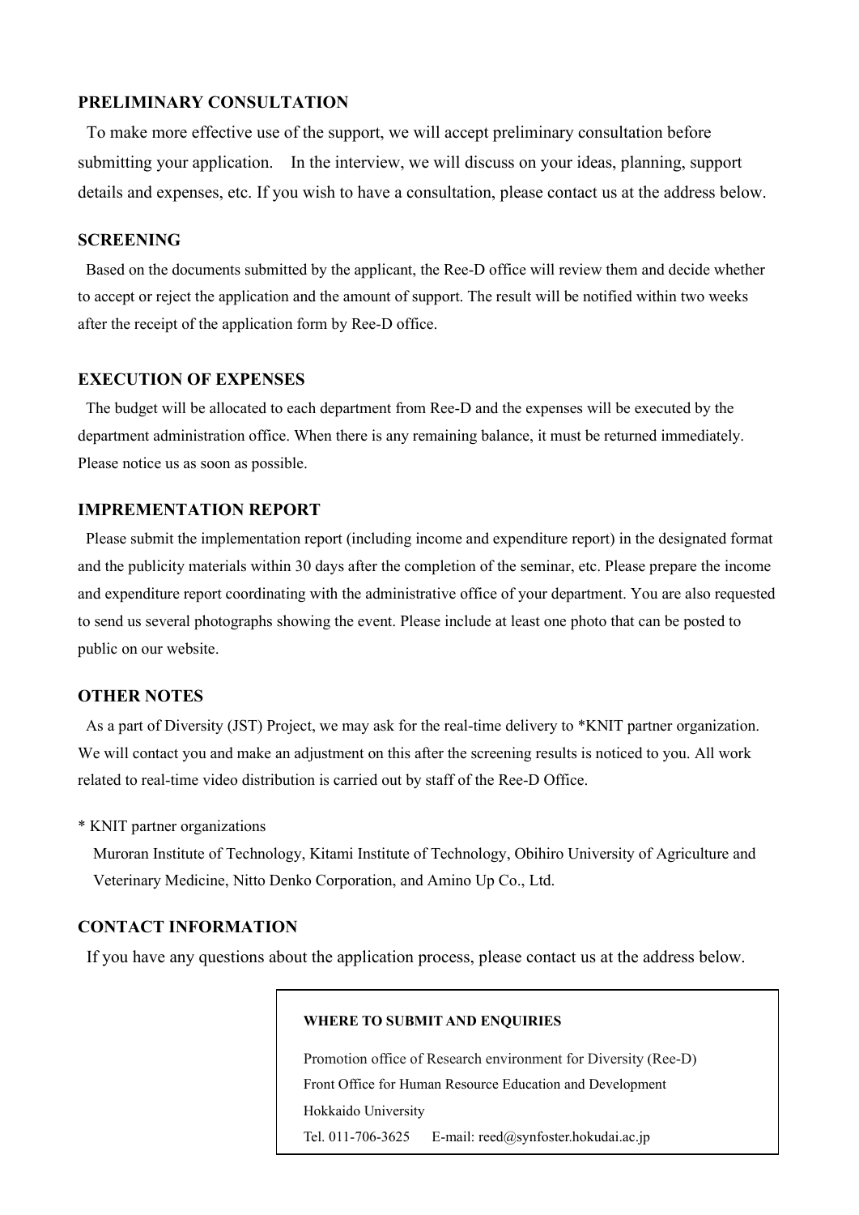## PRELIMINARY CONSULTATION

To make more effective use of the support, we will accept preliminary consultation before submitting your application. In the interview, we will discuss on your ideas, planning, support details and expenses, etc. If you wish to have a consultation, please contact us at the address below.

## SCREENING

Based on the documents submitted by the applicant, the Ree-D office will review them and decide whether to accept or reject the application and the amount of support. The result will be notified within two weeks after the receipt of the application form by Ree-D office.

## EXECUTION OF EXPENSES

The budget will be allocated to each department from Ree-D and the expenses will be executed by the department administration office. When there is any remaining balance, it must be returned immediately. Please notice us as soon as possible.

## IMPREMENTATION REPORT

Please submit the implementation report (including income and expenditure report) in the designated format and the publicity materials within 30 days after the completion of the seminar, etc. Please prepare the income and expenditure report coordinating with the administrative office of your department. You are also requested to send us several photographs showing the event. Please include at least one photo that can be posted to public on our website.

## OTHER NOTES

As a part of Diversity (JST) Project, we may ask for the real-time delivery to *KNIT partner organization. We will contact you and make an adjustment on this after the screening results is noticed to you. All work related to real-time video distribution is carried out by staff of the Ree-D Office.

* KNIT partner organizations

Muroran Institute of Technology, Kitami Institute of Technology, Obihiro University of Agriculture and Veterinary Medicine, Nitto Denko Corporation, and Amino Up Co., Ltd.

## CONTACT INFORMATION

If you have any questions about the application process, please contact us at the address below.

**WHERE TO SUBMIT AND ENQUIRIES**

Promotion office of Research environment for Diversity (Ree-D)
Front Office for Human Resource Education and Development
Hokkaido University
Tel. 011-706-3625 E-mail: reed@synfoster.hokudai.ac.jp